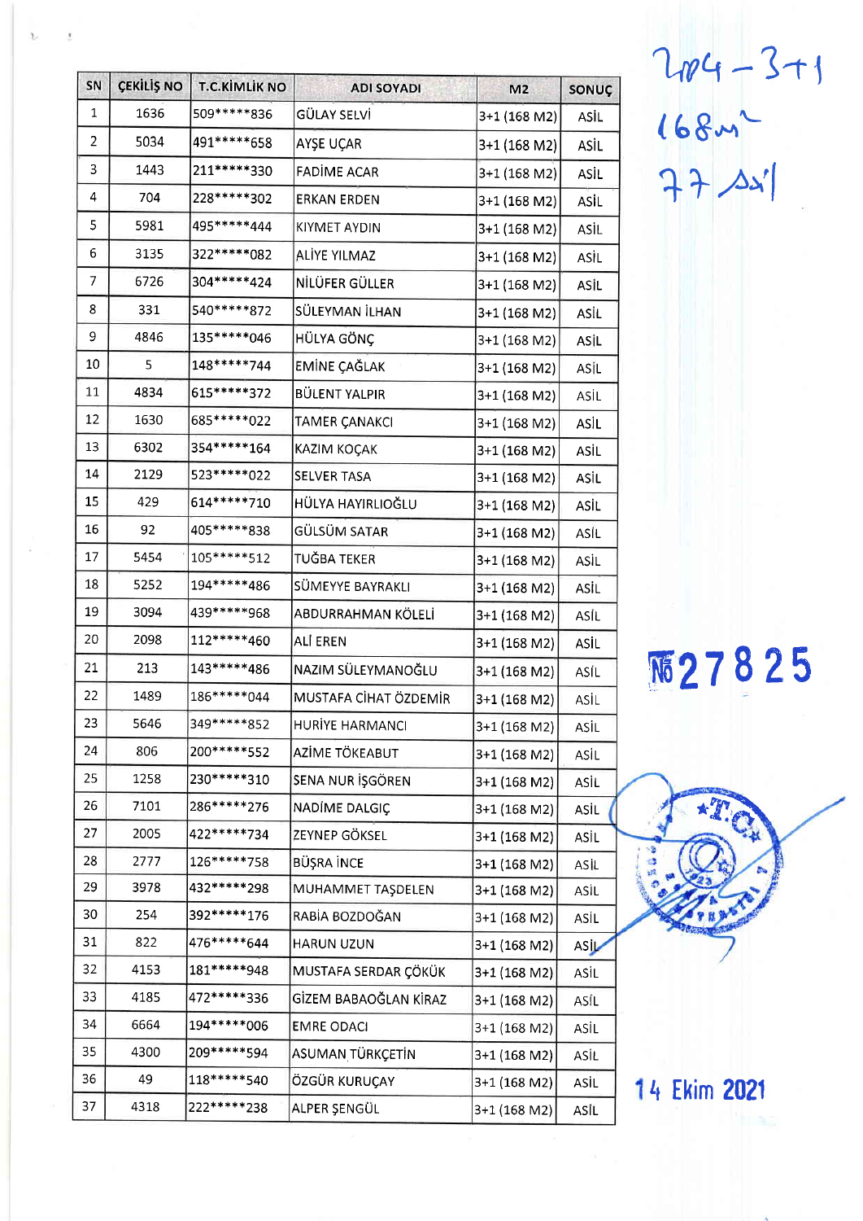204 - 3+1
168m²
77 Asil

| SN | ÇEKİLİŞ NO | T.C.KİMLİK NO | ADI SOYADI | M2 | SONUÇ |
|---|---|---|---|---|---|
| 1 | 1636 | 509*****836 | GÜLAY SELVİ | 3+1 (168 M2) | ASİL |
| 2 | 5034 | 491*****658 | AYŞE UÇAR | 3+1 (168 M2) | ASİL |
| 3 | 1443 | 211*****330 | FADİME ACAR | 3+1 (168 M2) | ASİL |
| 4 | 704 | 228*****302 | ERKAN ERDEN | 3+1 (168 M2) | ASİL |
| 5 | 5981 | 495*****444 | KIYMET AYDIN | 3+1 (168 M2) | ASİL |
| 6 | 3135 | 322*****082 | ALİYE YILMAZ | 3+1 (168 M2) | ASİL |
| 7 | 6726 | 304*****424 | NİLÜFER GÜLLER | 3+1 (168 M2) | ASİL |
| 8 | 331 | 540*****872 | SÜLEYMAN İLHAN | 3+1 (168 M2) | ASİL |
| 9 | 4846 | 135*****046 | HÜLYA GÖNÇ | 3+1 (168 M2) | ASİL |
| 10 | 5 | 148*****744 | EMİNE ÇAĞLAK | 3+1 (168 M2) | ASİL |
| 11 | 4834 | 615*****372 | BÜLENT YALPIR | 3+1 (168 M2) | ASİL |
| 12 | 1630 | 685*****022 | TAMER ÇANAKCI | 3+1 (168 M2) | ASİL |
| 13 | 6302 | 354*****164 | KAZIM KOÇAK | 3+1 (168 M2) | ASİL |
| 14 | 2129 | 523*****022 | SELVER TASA | 3+1 (168 M2) | ASİL |
| 15 | 429 | 614*****710 | HÜLYA HAYIRLIOĞLU | 3+1 (168 M2) | ASİL |
| 16 | 92 | 405*****838 | GÜLSÜM SATAR | 3+1 (168 M2) | ASİL |
| 17 | 5454 | 105*****512 | TUĞBA TEKER | 3+1 (168 M2) | ASİL |
| 18 | 5252 | 194*****486 | SÜMEYYE BAYRAKLI | 3+1 (168 M2) | ASİL |
| 19 | 3094 | 439*****968 | ABDURRAHMAN KÖLELİ | 3+1 (168 M2) | ASİL |
| 20 | 2098 | 112*****460 | ALİ EREN | 3+1 (168 M2) | ASİL |
| 21 | 213 | 143*****486 | NAZIM SÜLEYMANOĞLU | 3+1 (168 M2) | ASİL |
| 22 | 1489 | 186*****044 | MUSTAFA CİHAT ÖZDEMİR | 3+1 (168 M2) | ASİL |
| 23 | 5646 | 349*****852 | HURİYE HARMANCI | 3+1 (168 M2) | ASİL |
| 24 | 806 | 200*****552 | AZİME TÖKEABUT | 3+1 (168 M2) | ASİL |
| 25 | 1258 | 230*****310 | SENA NUR İŞGÖREN | 3+1 (168 M2) | ASİL |
| 26 | 7101 | 286*****276 | NADİME DALGIÇ | 3+1 (168 M2) | ASİL |
| 27 | 2005 | 422*****734 | ZEYNEP GÖKSEL | 3+1 (168 M2) | ASİL |
| 28 | 2777 | 126*****758 | BÜŞRA İNCE | 3+1 (168 M2) | ASİL |
| 29 | 3978 | 432*****298 | MUHAMMET TAŞDELEN | 3+1 (168 M2) | ASİL |
| 30 | 254 | 392*****176 | RABİA BOZDOĞAN | 3+1 (168 M2) | ASİL |
| 31 | 822 | 476*****644 | HARUN UZUN | 3+1 (168 M2) | ASİL |
| 32 | 4153 | 181*****948 | MUSTAFA SERDAR ÇÖKÜK | 3+1 (168 M2) | ASİL |
| 33 | 4185 | 472*****336 | GİZEM BABAOĞLAN KİRAZ | 3+1 (168 M2) | ASİL |
| 34 | 6664 | 194*****006 | EMRE ODACI | 3+1 (168 M2) | ASİL |
| 35 | 4300 | 209*****594 | ASUMAN TÜRKÇETİN | 3+1 (168 M2) | ASİL |
| 36 | 49 | 118*****540 | ÖZGÜR KURUÇAY | 3+1 (168 M2) | ASİL |
| 37 | 4318 | 222*****238 | ALPER ŞENGÜL | 3+1 (168 M2) | ASİL |

№27825

14 Ekim 2021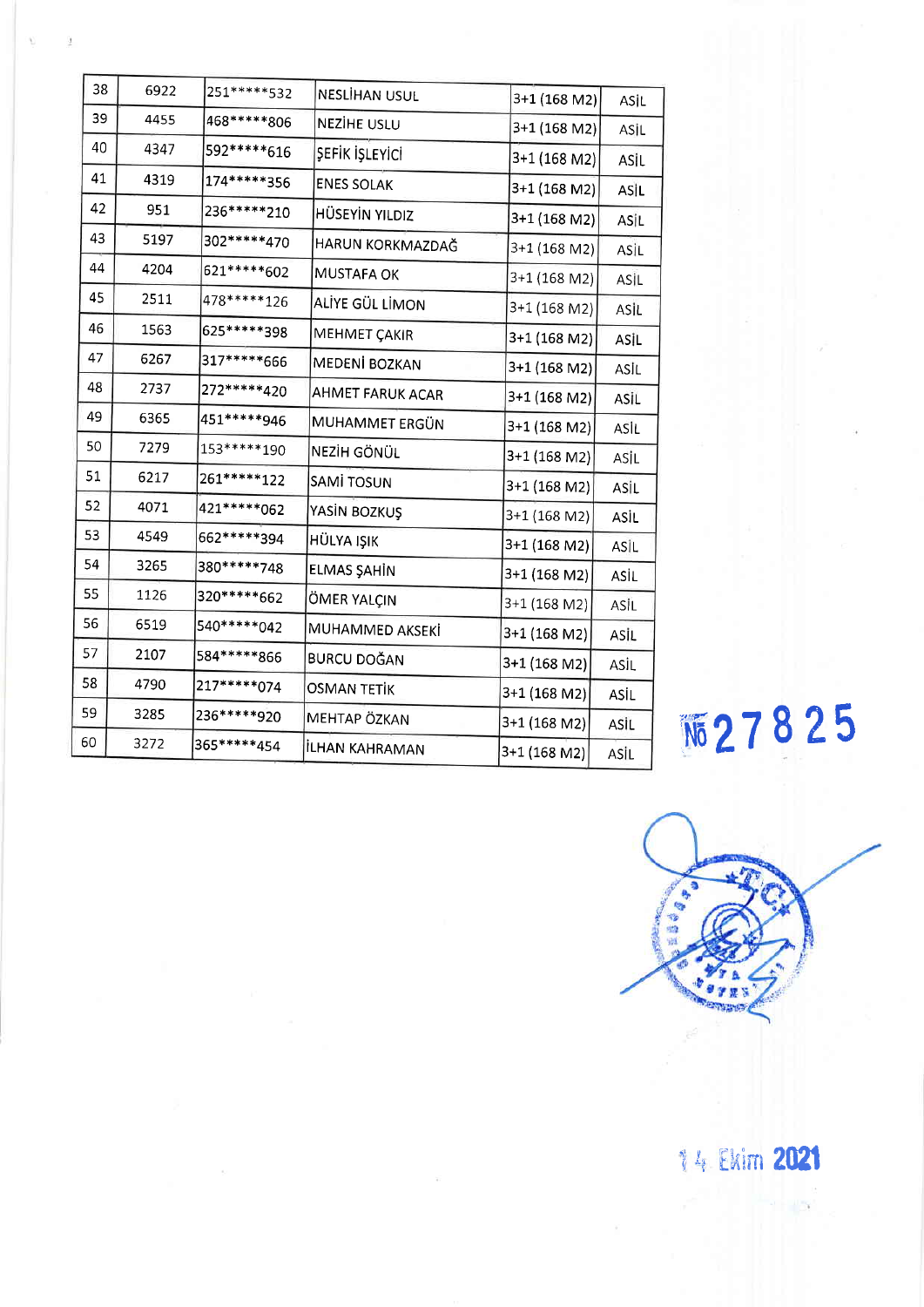| 38 | 6922 | 251*****532 | NESLİHAN USUL | 3+1 (168 M2) | ASİL |
|---|---|---|---|---|---|
| 39 | 4455 | 468*****806 | NEZİHE USLU | 3+1 (168 M2) | ASİL |
| 40 | 4347 | 592*****616 | ŞEFİK İŞLEYİCİ | 3+1 (168 M2) | ASİL |
| 41 | 4319 | 174*****356 | ENES SOLAK | 3+1 (168 M2) | ASİL |
| 42 | 951 | 236*****210 | HÜSEYİN YILDIZ | 3+1 (168 M2) | ASİL |
| 43 | 5197 | 302*****470 | HARUN KORKMAZDAĞ | 3+1 (168 M2) | ASİL |
| 44 | 4204 | 621*****602 | MUSTAFA OK | 3+1 (168 M2) | ASİL |
| 45 | 2511 | 478*****126 | ALİYE GÜL LİMON | 3+1 (168 M2) | ASİL |
| 46 | 1563 | 625*****398 | MEHMET ÇAKIR | 3+1 (168 M2) | ASİL |
| 47 | 6267 | 317*****666 | MEDENİ BOZKAN | 3+1 (168 M2) | ASİL |
| 48 | 2737 | 272*****420 | AHMET FARUK ACAR | 3+1 (168 M2) | ASİL |
| 49 | 6365 | 451*****946 | MUHAMMET ERGÜN | 3+1 (168 M2) | ASİL |
| 50 | 7279 | 153*****190 | NEZİH GÖNÜL | 3+1 (168 M2) | ASİL |
| 51 | 6217 | 261*****122 | SAMİ TOSUN | 3+1 (168 M2) | ASİL |
| 52 | 4071 | 421*****062 | YASİN BOZKUŞ | 3+1 (168 M2) | ASİL |
| 53 | 4549 | 662*****394 | HÜLYA IŞIK | 3+1 (168 M2) | ASİL |
| 54 | 3265 | 380*****748 | ELMAS ŞAHİN | 3+1 (168 M2) | ASİL |
| 55 | 1126 | 320*****662 | ÖMER YALÇIN | 3+1 (168 M2) | ASİL |
| 56 | 6519 | 540*****042 | MUHAMMED AKSEKİ | 3+1 (168 M2) | ASİL |
| 57 | 2107 | 584*****866 | BURCU DOĞAN | 3+1 (168 M2) | ASİL |
| 58 | 4790 | 217*****074 | OSMAN TETİK | 3+1 (168 M2) | ASİL |
| 59 | 3285 | 236*****920 | MEHTAP ÖZKAN | 3+1 (168 M2) | ASİL |
| 60 | 3272 | 365*****454 | İLHAN KAHRAMAN | 3+1 (168 M2) | ASİL |

№ 27825

14 Ekim 2021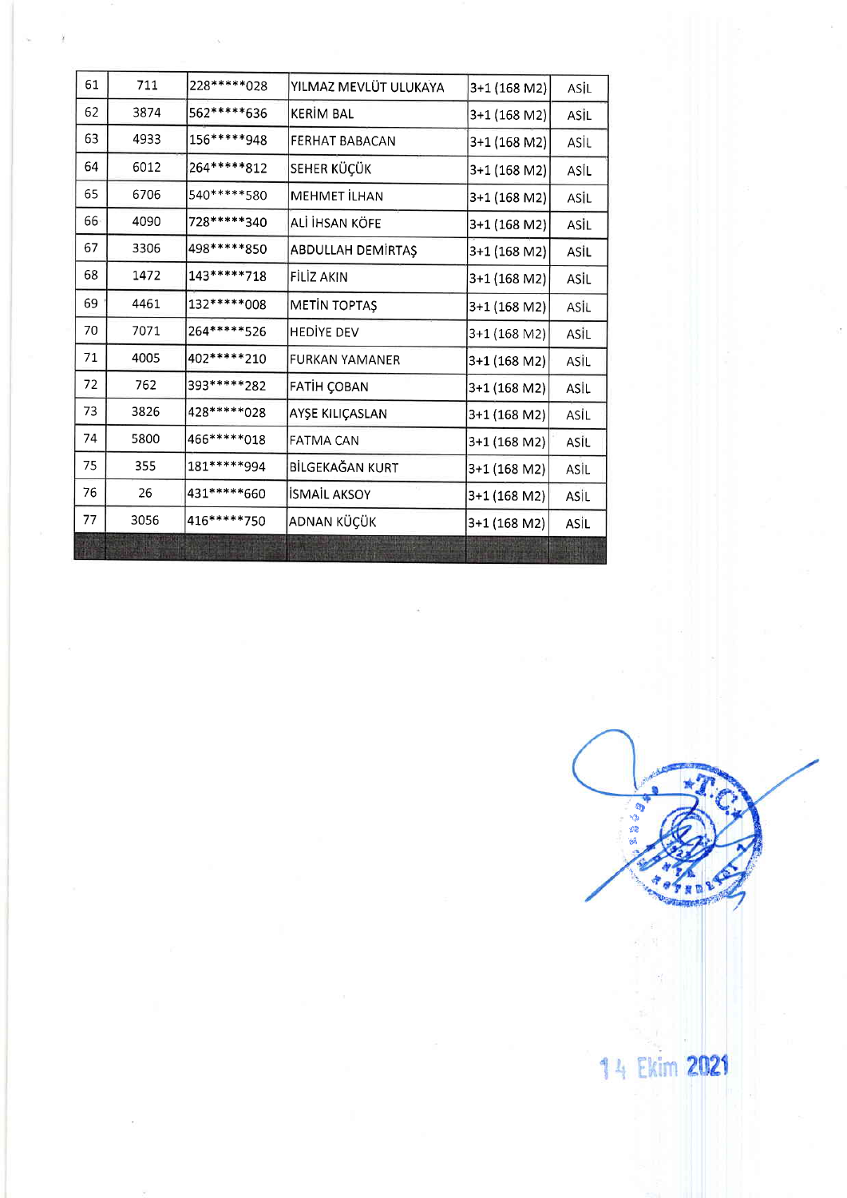| 61 | 711 | 228*****028 | YILMAZ MEVLÜT ULUKAYA | 3+1 (168 M2) | ASİL |
|---|---|---|---|---|---|
| 62 | 3874 | 562*****636 | KERİM BAL | 3+1 (168 M2) | ASİL |
| 63 | 4933 | 156*****948 | FERHAT BABACAN | 3+1 (168 M2) | ASİL |
| 64 | 6012 | 264*****812 | SEHER KÜÇÜK | 3+1 (168 M2) | ASİL |
| 65 | 6706 | 540*****580 | MEHMET İLHAN | 3+1 (168 M2) | ASİL |
| 66 | 4090 | 728*****340 | ALİ İHSAN KÖFE | 3+1 (168 M2) | ASİL |
| 67 | 3306 | 498*****850 | ABDULLAH DEMİRTAŞ | 3+1 (168 M2) | ASİL |
| 68 | 1472 | 143*****718 | FİLİZ AKIN | 3+1 (168 M2) | ASİL |
| 69 | 4461 | 132*****008 | METİN TOPTAŞ | 3+1 (168 M2) | ASİL |
| 70 | 7071 | 264*****526 | HEDİYE DEV | 3+1 (168 M2) | ASİL |
| 71 | 4005 | 402*****210 | FURKAN YAMANER | 3+1 (168 M2) | ASİL |
| 72 | 762 | 393*****282 | FATİH ÇOBAN | 3+1 (168 M2) | ASİL |
| 73 | 3826 | 428*****028 | AYŞE KILIÇASLAN | 3+1 (168 M2) | ASİL |
| 74 | 5800 | 466*****018 | FATMA CAN | 3+1 (168 M2) | ASİL |
| 75 | 355 | 181*****994 | BİLGEKAĞAN KURT | 3+1 (168 M2) | ASİL |
| 76 | 26 | 431*****660 | İSMAİL AKSOY | 3+1 (168 M2) | ASİL |
| 77 | 3056 | 416*****750 | ADNAN KÜÇÜK | 3+1 (168 M2) | ASİL |
| | | | | | |

14 Ekim 2021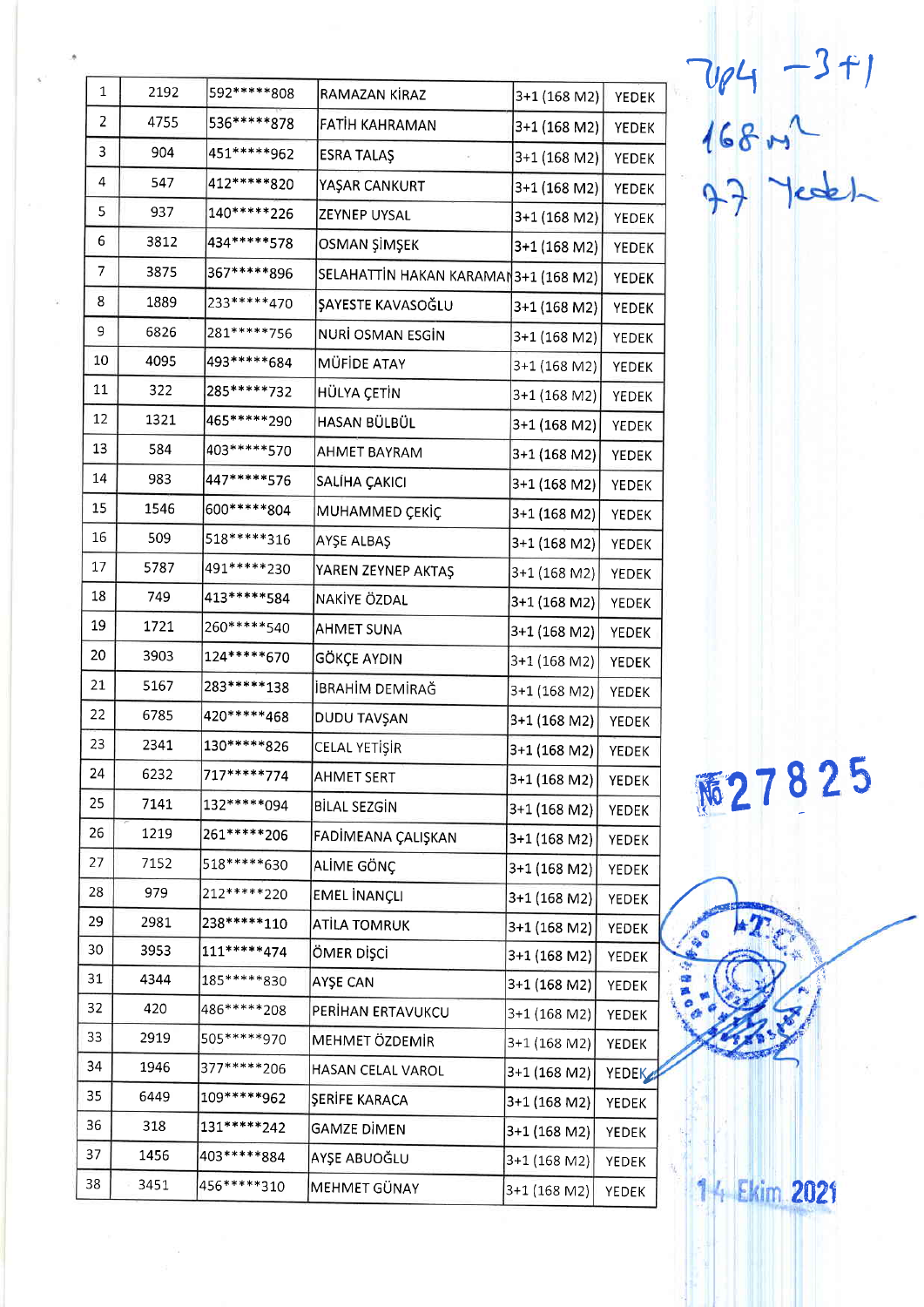| 1 | 2192 | 592*****808 | RAMAZAN KİRAZ | 3+1 (168 M2) | YEDEK |
|---|---|---|---|---|---|
| 2 | 4755 | 536*****878 | FATİH KAHRAMAN | 3+1 (168 M2) | YEDEK |
| 3 | 904 | 451*****962 | ESRA TALAŞ | 3+1 (168 M2) | YEDEK |
| 4 | 547 | 412*****820 | YAŞAR CANKURT | 3+1 (168 M2) | YEDEK |
| 5 | 937 | 140*****226 | ZEYNEP UYSAL | 3+1 (168 M2) | YEDEK |
| 6 | 3812 | 434*****578 | OSMAN ŞİMŞEK | 3+1 (168 M2) | YEDEK |
| 7 | 3875 | 367*****896 | SELAHATTİN HAKAN KARAMAN | 3+1 (168 M2) | YEDEK |
| 8 | 1889 | 233*****470 | ŞAYESTE KAVASOĞLU | 3+1 (168 M2) | YEDEK |
| 9 | 6826 | 281*****756 | NURİ OSMAN ESGİN | 3+1 (168 M2) | YEDEK |
| 10 | 4095 | 493*****684 | MÜFİDE ATAY | 3+1 (168 M2) | YEDEK |
| 11 | 322 | 285*****732 | HÜLYA ÇETİN | 3+1 (168 M2) | YEDEK |
| 12 | 1321 | 465*****290 | HASAN BÜLBÜL | 3+1 (168 M2) | YEDEK |
| 13 | 584 | 403*****570 | AHMET BAYRAM | 3+1 (168 M2) | YEDEK |
| 14 | 983 | 447*****576 | SALİHA ÇAKICI | 3+1 (168 M2) | YEDEK |
| 15 | 1546 | 600*****804 | MUHAMMED ÇEKİÇ | 3+1 (168 M2) | YEDEK |
| 16 | 509 | 518*****316 | AYŞE ALBAŞ | 3+1 (168 M2) | YEDEK |
| 17 | 5787 | 491*****230 | YAREN ZEYNEP AKTAŞ | 3+1 (168 M2) | YEDEK |
| 18 | 749 | 413*****584 | NAKİYE ÖZDAL | 3+1 (168 M2) | YEDEK |
| 19 | 1721 | 260*****540 | AHMET SUNA | 3+1 (168 M2) | YEDEK |
| 20 | 3903 | 124*****670 | GÖKÇE AYDIN | 3+1 (168 M2) | YEDEK |
| 21 | 5167 | 283*****138 | İBRAHİM DEMİRAĞ | 3+1 (168 M2) | YEDEK |
| 22 | 6785 | 420*****468 | DUDU TAVŞAN | 3+1 (168 M2) | YEDEK |
| 23 | 2341 | 130*****826 | CELAL YETİŞİR | 3+1 (168 M2) | YEDEK |
| 24 | 6232 | 717*****774 | AHMET SERT | 3+1 (168 M2) | YEDEK |
| 25 | 7141 | 132*****094 | BİLAL SEZGİN | 3+1 (168 M2) | YEDEK |
| 26 | 1219 | 261*****206 | FADİMEANA ÇALIŞKAN | 3+1 (168 M2) | YEDEK |
| 27 | 7152 | 518*****630 | ALİME GÖNÇ | 3+1 (168 M2) | YEDEK |
| 28 | 979 | 212*****220 | EMEL İNANÇLI | 3+1 (168 M2) | YEDEK |
| 29 | 2981 | 238*****110 | ATİLA TOMRUK | 3+1 (168 M2) | YEDEK |
| 30 | 3953 | 111*****474 | ÖMER DİŞÇİ | 3+1 (168 M2) | YEDEK |
| 31 | 4344 | 185*****830 | AYŞE CAN | 3+1 (168 M2) | YEDEK |
| 32 | 420 | 486*****208 | PERİHAN ERTAVUKCU | 3+1 (168 M2) | YEDEK |
| 33 | 2919 | 505*****970 | MEHMET ÖZDEMİR | 3+1 (168 M2) | YEDEK |
| 34 | 1946 | 377*****206 | HASAN CELAL VAROL | 3+1 (168 M2) | YEDEK |
| 35 | 6449 | 109*****962 | ŞERİFE KARACA | 3+1 (168 M2) | YEDEK |
| 36 | 318 | 131*****242 | GAMZE DİMEN | 3+1 (168 M2) | YEDEK |
| 37 | 1456 | 403*****884 | AYŞE ABUOĞLU | 3+1 (168 M2) | YEDEK |
| 38 | 3451 | 456*****310 | MEHMET GÜNAY | 3+1 (168 M2) | YEDEK |

784 - 3+1
168 m²
97 Yedek

№ 27825

14 Ekim 2021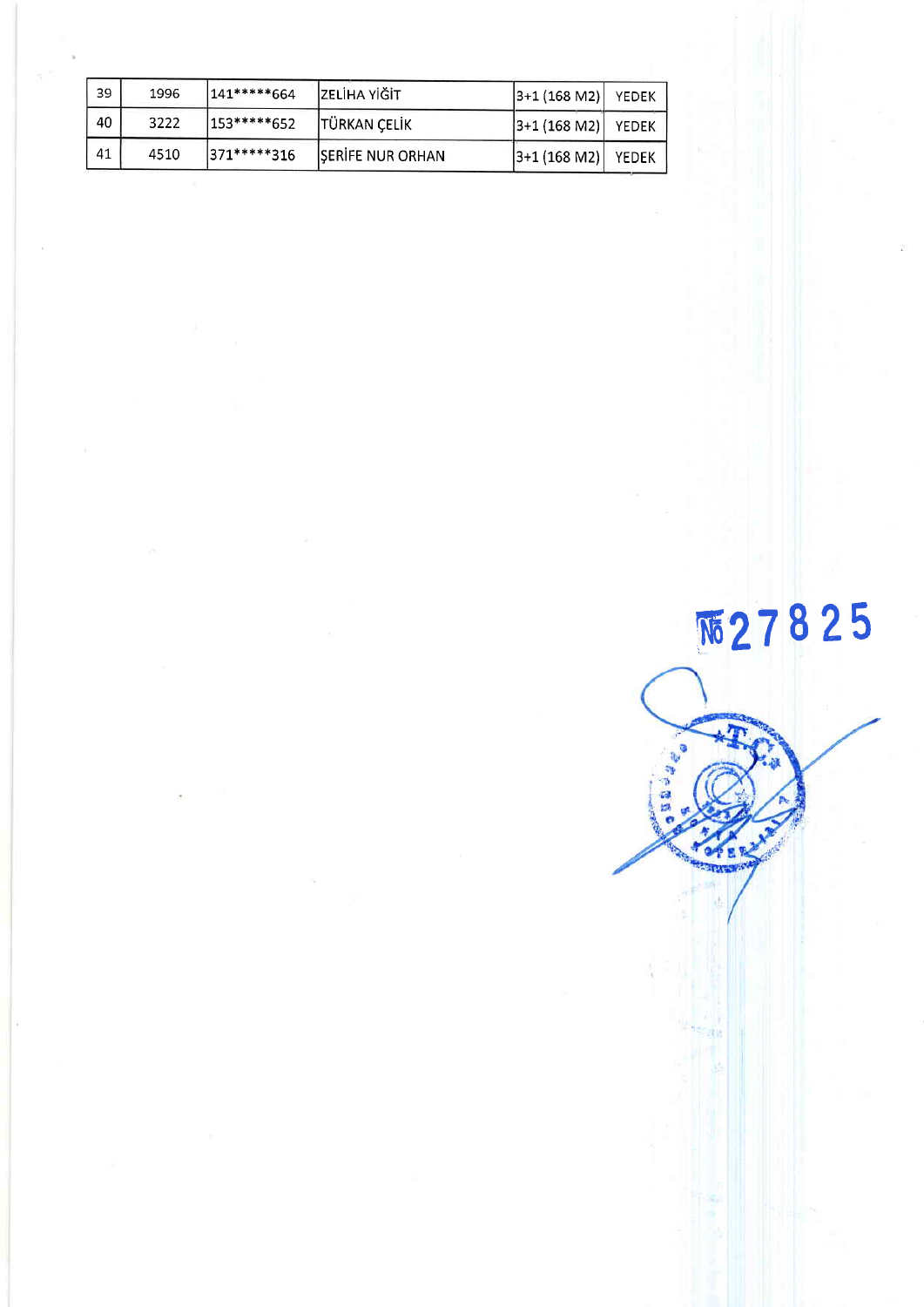| 39 | 1996 | 141*****664 | ZELİHA YİĞİT | 3+1 (168 M2) | YEDEK |
| --- | --- | --- | --- | --- | --- |
| 40 | 3222 | 153*****652 | TÜRKAN ÇELİK | 3+1 (168 M2) | YEDEK |
| 41 | 4510 | 371*****316 | ŞERİFE NUR ORHAN | 3+1 (168 M2) | YEDEK |

№ 27825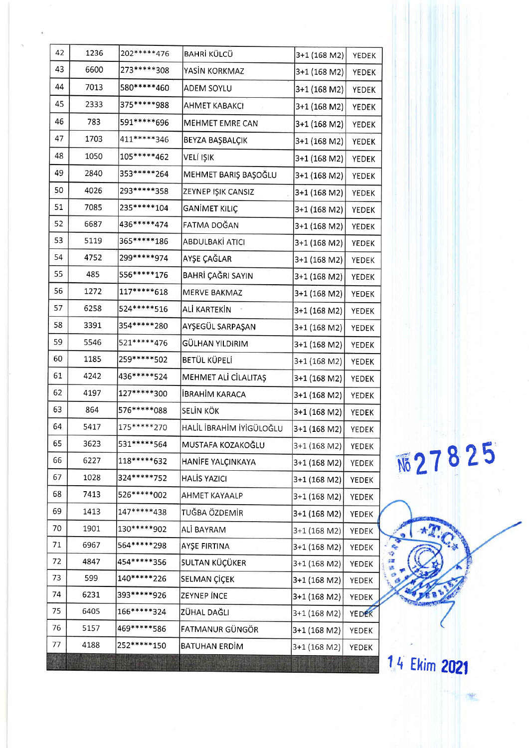| | | | | | |
|---|---|---|---|---|---|
| 42 | 1236 | 202*****476 | BAHRİ KÜLCÜ | 3+1 (168 M2) | YEDEK |
| 43 | 6600 | 273*****308 | YASİN KORKMAZ | 3+1 (168 M2) | YEDEK |
| 44 | 7013 | 580*****460 | ADEM SOYLU | 3+1 (168 M2) | YEDEK |
| 45 | 2333 | 375*****988 | AHMET KABAKCI | 3+1 (168 M2) | YEDEK |
| 46 | 783 | 591*****696 | MEHMET EMRE CAN | 3+1 (168 M2) | YEDEK |
| 47 | 1703 | 411*****346 | BEYZA BAŞBALÇIK | 3+1 (168 M2) | YEDEK |
| 48 | 1050 | 105*****462 | VELİ IŞIK | 3+1 (168 M2) | YEDEK |
| 49 | 2840 | 353*****264 | MEHMET BARIŞ BAŞOĞLU | 3+1 (168 M2) | YEDEK |
| 50 | 4026 | 293*****358 | ZEYNEP IŞIK CANSIZ | 3+1 (168 M2) | YEDEK |
| 51 | 7085 | 235*****104 | GANİMET KILIÇ | 3+1 (168 M2) | YEDEK |
| 52 | 6687 | 436*****474 | FATMA DOĞAN | 3+1 (168 M2) | YEDEK |
| 53 | 5119 | 365*****186 | ABDULBAKİ ATICI | 3+1 (168 M2) | YEDEK |
| 54 | 4752 | 299*****974 | AYŞE ÇAĞLAR | 3+1 (168 M2) | YEDEK |
| 55 | 485 | 556*****176 | BAHRİ ÇAĞRI SAYIN | 3+1 (168 M2) | YEDEK |
| 56 | 1272 | 117*****618 | MERVE BAKMAZ | 3+1 (168 M2) | YEDEK |
| 57 | 6258 | 524*****516 | ALİ KARTEKİN | 3+1 (168 M2) | YEDEK |
| 58 | 3391 | 354*****280 | AYŞEGÜL SARPAŞAN | 3+1 (168 M2) | YEDEK |
| 59 | 5546 | 521*****476 | GÜLHAN YILDIRIM | 3+1 (168 M2) | YEDEK |
| 60 | 1185 | 259*****502 | BETÜL KÜPELİ | 3+1 (168 M2) | YEDEK |
| 61 | 4242 | 436*****524 | MEHMET ALİ CİLALITAŞ | 3+1 (168 M2) | YEDEK |
| 62 | 4197 | 127*****300 | İBRAHİM KARACA | 3+1 (168 M2) | YEDEK |
| 63 | 864 | 576*****088 | SELİN KÖK | 3+1 (168 M2) | YEDEK |
| 64 | 5417 | 175*****270 | HALİL İBRAHİM İYİGÜLOĞLU | 3+1 (168 M2) | YEDEK |
| 65 | 3623 | 531*****564 | MUSTAFA KOZAKOĞLU | 3+1 (168 M2) | YEDEK |
| 66 | 6227 | 118*****632 | HANİFE YALÇINKAYA | 3+1 (168 M2) | YEDEK |
| 67 | 1028 | 324*****752 | HALİS YAZICI | 3+1 (168 M2) | YEDEK |
| 68 | 7413 | 526*****002 | AHMET KAYAALP | 3+1 (168 M2) | YEDEK |
| 69 | 1413 | 147*****438 | TUĞBA ÖZDEMİR | 3+1 (168 M2) | YEDEK |
| 70 | 1901 | 130*****902 | ALİ BAYRAM | 3+1 (168 M2) | YEDEK |
| 71 | 6967 | 564*****298 | AYŞE FIRTINA | 3+1 (168 M2) | YEDEK |
| 72 | 4847 | 454*****356 | SULTAN KÜÇÜKER | 3+1 (168 M2) | YEDEK |
| 73 | 599 | 140*****226 | SELMAN ÇİÇEK | 3+1 (168 M2) | YEDEK |
| 74 | 6231 | 393*****926 | ZEYNEP İNCE | 3+1 (168 M2) | YEDEK |
| 75 | 6405 | 166*****324 | ZÜHAL DAĞLI | 3+1 (168 M2) | YEDEK |
| 76 | 5157 | 469*****586 | FATMANUR GÜNGÖR | 3+1 (168 M2) | YEDEK |
| 77 | 4188 | 252*****150 | BATUHAN ERDİM | 3+1 (168 M2) | YEDEK |

№ 27825

14 Ekim 2021